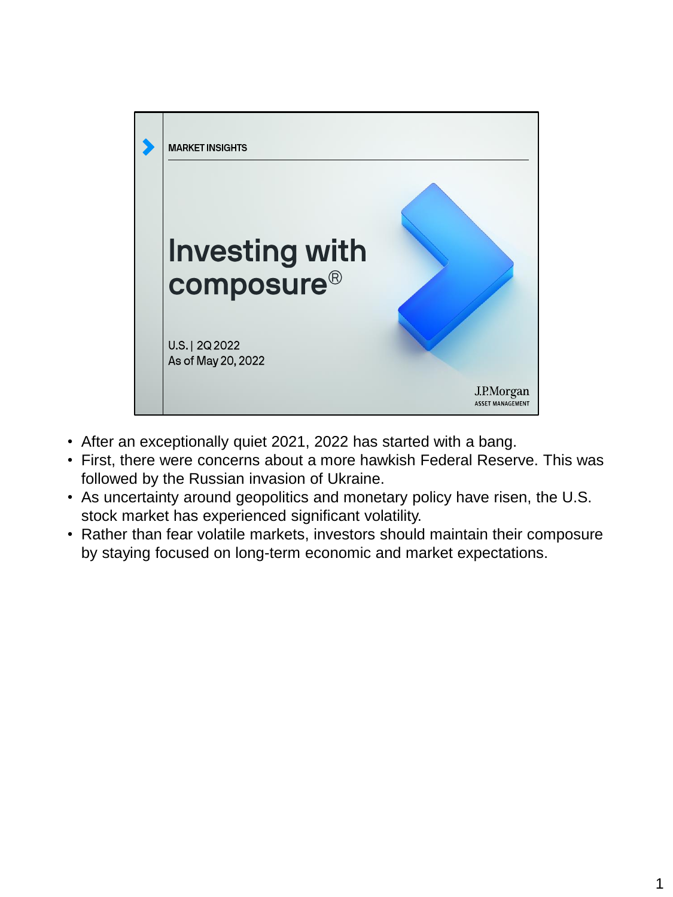MARKET INSIGHTS

# Investing with composure®

U.S. | 2Q 2022
As of May 20, 2022

J.P.Morgan
ASSET MANAGEMENT

- After an exceptionally quiet 2021, 2022 has started with a bang.
- First, there were concerns about a more hawkish Federal Reserve. This was followed by the Russian invasion of Ukraine.
- As uncertainty around geopolitics and monetary policy have risen, the U.S. stock market has experienced significant volatility.
- Rather than fear volatile markets, investors should maintain their composure by staying focused on long-term economic and market expectations.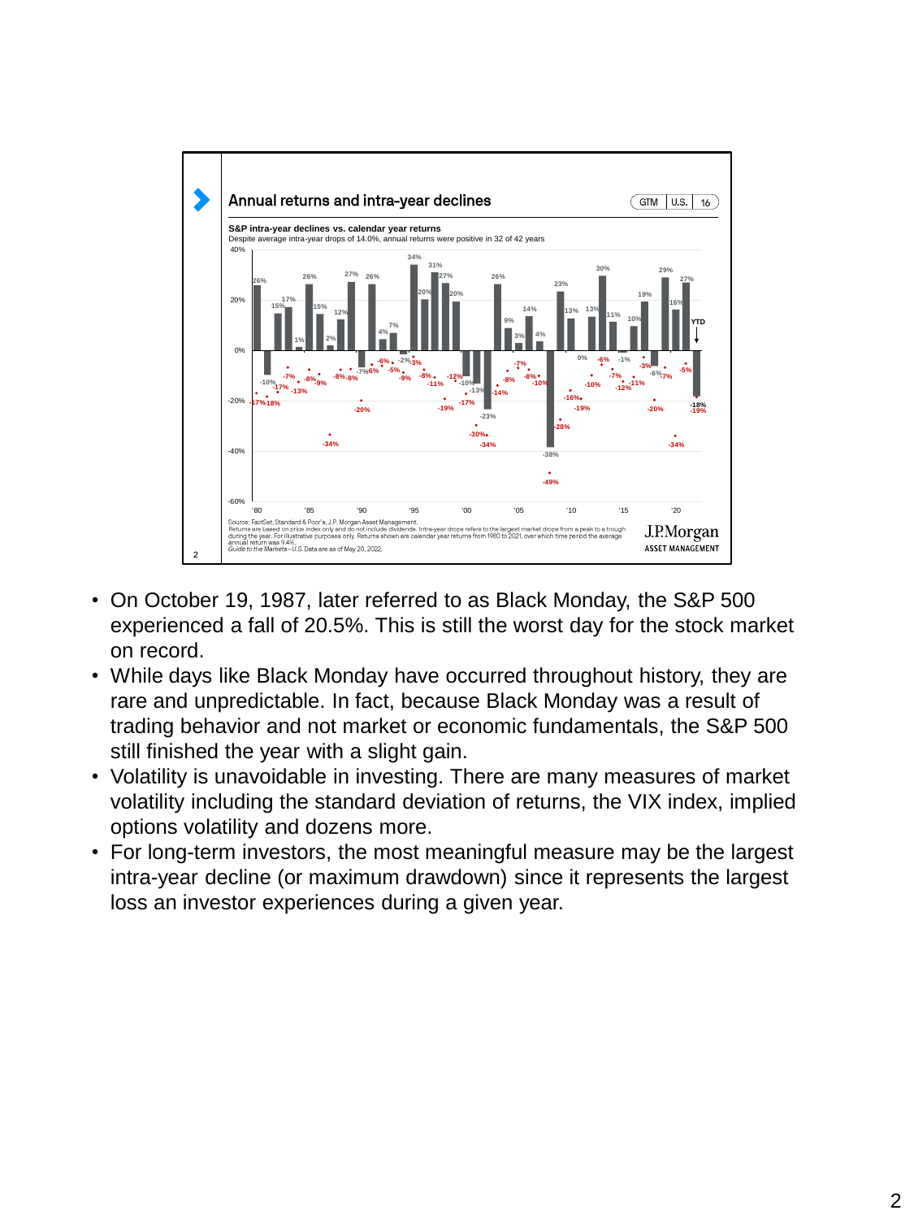## Annual returns and intra-year declines

**S&P intra-year declines vs. calendar year returns**

Despite average intra-year drops of 14.0%, annual returns were positive in 32 of 42 years

Source: FactSet, Standard & Poor's, J.P. Morgan Asset Management.
Returns are based on price index only and do not include dividends. Intra-year drops refers to the largest market drops from a peak to a trough during the year. For illustrative purposes only. Returns shown are calendar year returns from 1980 to 2021, over which time period the average annual return was 9.4%.
*Guide to the Markets – U.S.* Data are as of May 20, 2022.

- On October 19, 1987, later referred to as Black Monday, the S&P 500 experienced a fall of 20.5%. This is still the worst day for the stock market on record.
- While days like Black Monday have occurred throughout history, they are rare and unpredictable. In fact, because Black Monday was a result of trading behavior and not market or economic fundamentals, the S&P 500 still finished the year with a slight gain.
- Volatility is unavoidable in investing. There are many measures of market volatility including the standard deviation of returns, the VIX index, implied options volatility and dozens more.
- For long-term investors, the most meaningful measure may be the largest intra-year decline (or maximum drawdown) since it represents the largest loss an investor experiences during a given year.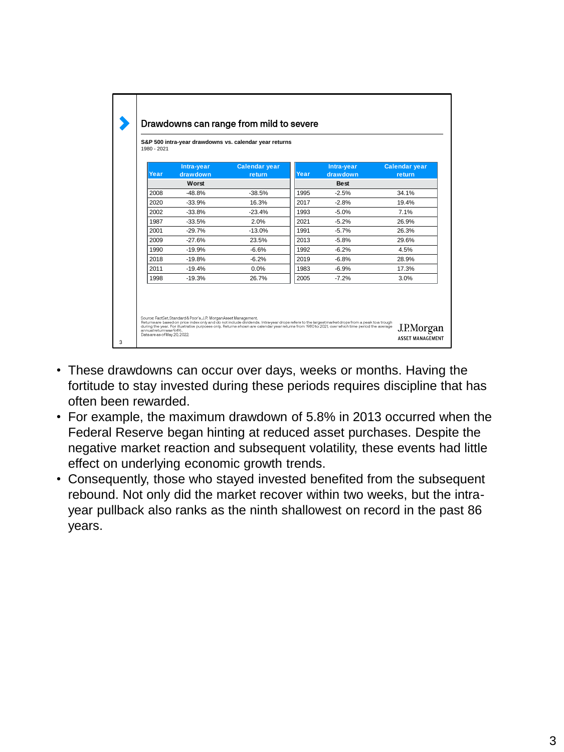## Drawdowns can range from mild to severe

**S&P 500 intra-year drawdowns vs. calendar year returns**
1980 - 2021

| Year | Intra-year drawdown | Calendar year return | Year | Intra-year drawdown | Calendar year return |
|---|---|---|---|---|---|
| | **Worst** | | | **Best** | |
| 2008 | -48.8% | -38.5% | 1995 | -2.5% | 34.1% |
| 2020 | -33.9% | 16.3% | 2017 | -2.8% | 19.4% |
| 2002 | -33.8% | -23.4% | 1993 | -5.0% | 7.1% |
| 1987 | -33.5% | 2.0% | 2021 | -5.2% | 26.9% |
| 2001 | -29.7% | -13.0% | 1991 | -5.7% | 26.3% |
| 2009 | -27.6% | 23.5% | 2013 | -5.8% | 29.6% |
| 1990 | -19.9% | -6.6% | 1992 | -6.2% | 4.5% |
| 2018 | -19.8% | -6.2% | 2019 | -6.8% | 28.9% |
| 2011 | -19.4% | 0.0% | 1983 | -6.9% | 17.3% |
| 1998 | -19.3% | 26.7% | 2005 | -7.2% | 3.0% |

Source: FactSet, Standard & Poor's, J.P. Morgan Asset Management.
Returns are based on price index only and do not include dividends. Intra-year drops refers to the largest market drops from a peak to a trough during the year. For illustrative purposes only. Returns shown are calendar year returns from 1980 to 2021, over which time period the average annual return was 9.4%.
Data are as of May 20, 2022.

J.P.Morgan ASSET MANAGEMENT

- These drawdowns can occur over days, weeks or months. Having the fortitude to stay invested during these periods requires discipline that has often been rewarded.
- For example, the maximum drawdown of 5.8% in 2013 occurred when the Federal Reserve began hinting at reduced asset purchases. Despite the negative market reaction and subsequent volatility, these events had little effect on underlying economic growth trends.
- Consequently, those who stayed invested benefited from the subsequent rebound. Not only did the market recover within two weeks, but the intra-year pullback also ranks as the ninth shallowest on record in the past 86 years.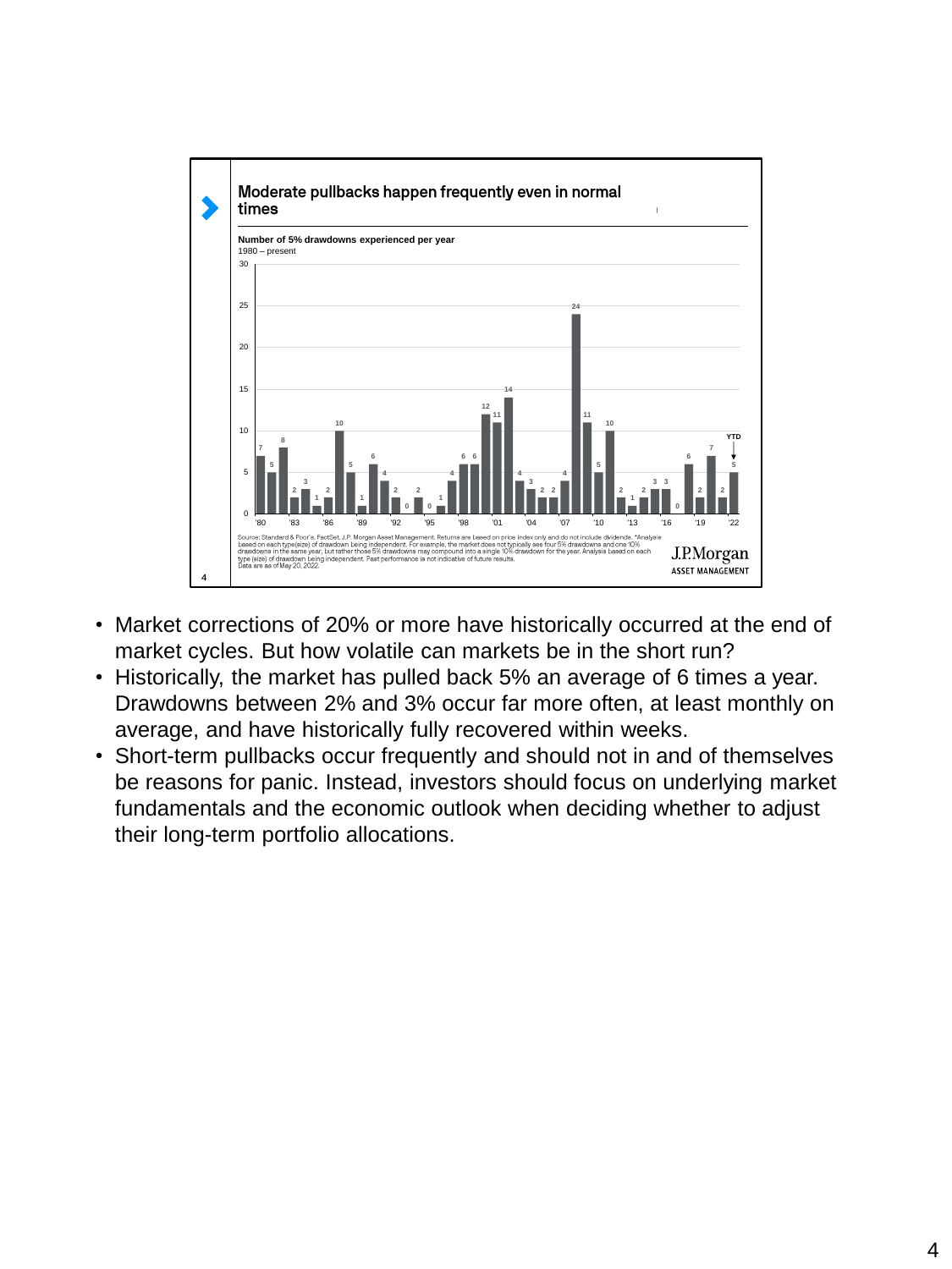## Moderate pullbacks happen frequently even in normal times

**Number of 5% drawdowns experienced per year**
1980 – present

| Year | '80 | '81 | '82 | '83 | '84 | '85 | '86 | '87 | '88 | '89 | '90 | '91 | '92 | '93 | '94 | '95 | '96 | '97 | '98 | '99 | '00 | '01 |
|---|---|---|---|---|---|---|---|---|---|---|---|---|---|---|---|---|---|---|---|---|---|---|
| Drawdowns | 7 | 5 | 8 | 2 | 3 | 1 | 2 | 10 | 5 | 1 | 6 | 4 | 2 | 0 | 2 | 0 | 1 | 4 | 6 | 6 | 12 | 11 |

| Year | '02 | '03 | '04 | '05 | '06 | '07 | '08 | '09 | '10 | '11 | '12 | '13 | '14 | '15 | '16 | '17 | '18 | '19 | '20 | '21 | '22 (YTD) |
|---|---|---|---|---|---|---|---|---|---|---|---|---|---|---|---|---|---|---|---|---|---|
| Drawdowns | 14 | 4 | 3 | 2 | 2 | 4 | 24 | 11 | 5 | 10 | 2 | 1 | 2 | 3 | 3 | 0 | 6 | 2 | 7 | 2 | 5 |

Source: Standard & Poor's, FactSet, J.P. Morgan Asset Management. Returns are based on price index only and do not include dividends. *Analysis based on each type(size) of drawdown being independent. For example, the market does not typically see four 5% drawdowns and one 10% drawdowns in the same year, but rather those 5% drawdowns may compound into a single 10% drawdown for the year. Analysis based on each type (size) of drawdown being independent. Past performance is not indicative of future results.
Data are as of May 20, 2022.

J.P.Morgan ASSET MANAGEMENT

- Market corrections of 20% or more have historically occurred at the end of market cycles. But how volatile can markets be in the short run?
- Historically, the market has pulled back 5% an average of 6 times a year. Drawdowns between 2% and 3% occur far more often, at least monthly on average, and have historically fully recovered within weeks.
- Short-term pullbacks occur frequently and should not in and of themselves be reasons for panic. Instead, investors should focus on underlying market fundamentals and the economic outlook when deciding whether to adjust their long-term portfolio allocations.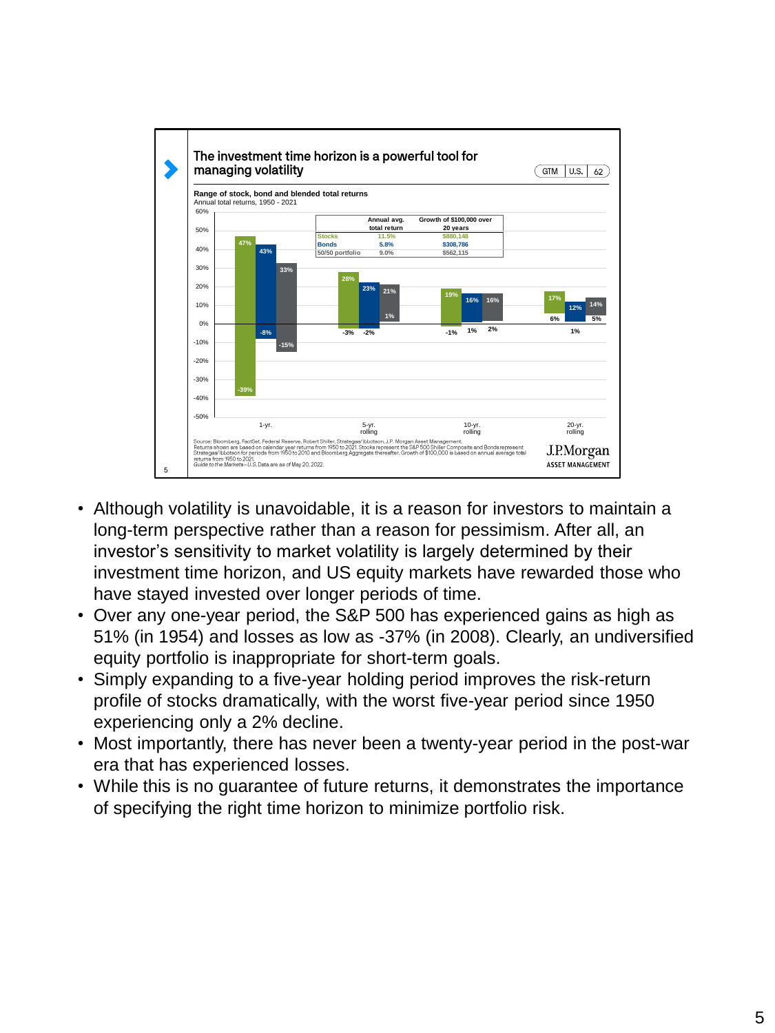## The investment time horizon is a powerful tool for managing volatility

GTM | U.S. | 62

**Range of stock, bond and blended total returns**
Annual total returns, 1950 - 2021

| | Annual avg. total return | Growth of $100,000 over 20 years |
|---|---|---|
| Stocks | 11.5% | $880,148 |
| Bonds | 5.8% | $308,786 |
| 50/50 portfolio | 9.0% | $562,115 |

| Holding period | Stocks (high) | Stocks (low) | Bonds (high) | Bonds (low) | 50/50 (high) | 50/50 (low) |
|---|---|---|---|---|---|---|
| 1-yr. | 47% | -39% | 43% | -8% | 33% | -15% |
| 5-yr. rolling | 28% | -3% | 23% | -2% | 21% | 1% |
| 10-yr. rolling | 19% | -1% | 16% | 1% | 16% | 2% |
| 20-yr. rolling | 17% | 6% | 12% | 1% | 14% | 5% |

Source: Bloomberg, FactSet, Federal Reserve, Robert Shiller, Strategas/Ibbotson, J.P. Morgan Asset Management.
Returns shown are based on calendar year returns from 1950 to 2021. Stocks represent the S&P 500 Shiller Composite and Bonds represent Strategas/Ibbotson for periods from 1950 to 2010 and Bloomberg Aggregate thereafter. Growth of $100,000 is based on annual average total returns from 1950 to 2021.
*Guide to the Markets – U.S. Data are as of May 20, 2022.*

J.P.Morgan ASSET MANAGEMENT

- Although volatility is unavoidable, it is a reason for investors to maintain a long-term perspective rather than a reason for pessimism. After all, an investor's sensitivity to market volatility is largely determined by their investment time horizon, and US equity markets have rewarded those who have stayed invested over longer periods of time.
- Over any one-year period, the S&P 500 has experienced gains as high as 51% (in 1954) and losses as low as -37% (in 2008). Clearly, an undiversified equity portfolio is inappropriate for short-term goals.
- Simply expanding to a five-year holding period improves the risk-return profile of stocks dramatically, with the worst five-year period since 1950 experiencing only a 2% decline.
- Most importantly, there has never been a twenty-year period in the post-war era that has experienced losses.
- While this is no guarantee of future returns, it demonstrates the importance of specifying the right time horizon to minimize portfolio risk.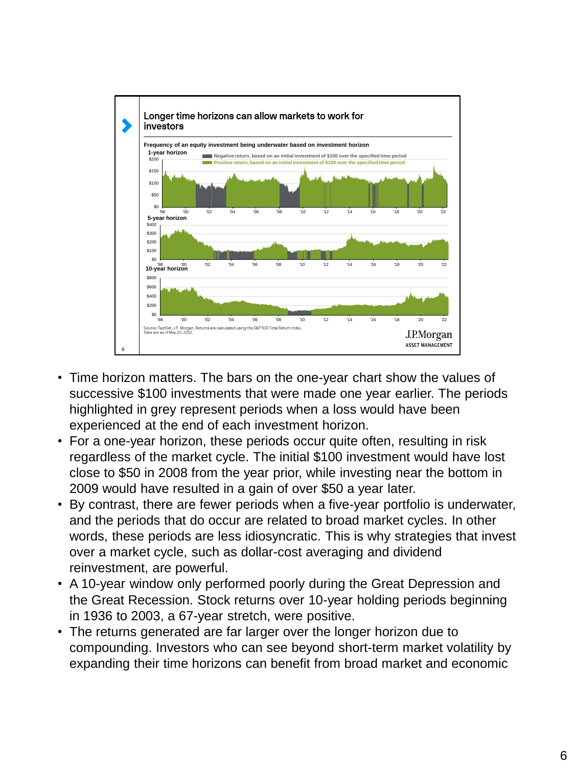Longer time horizons can allow markets to work for investors

Frequency of an equity investment being underwater based on investment horizon

1-year horizon

Negative return, based on an initial investment of $100 over the specified time period

Positive return, based on an initial investment of $100 over the specified time period

5-year horizon

10-year horizon

Source: FactSet, J.P. Morgan. Returns are calculated using the S&P 500 Total Return Index. Data are as of May 20, 2022.

J.P.Morgan ASSET MANAGEMENT

- Time horizon matters. The bars on the one-year chart show the values of successive $100 investments that were made one year earlier. The periods highlighted in grey represent periods when a loss would have been experienced at the end of each investment horizon.
- For a one-year horizon, these periods occur quite often, resulting in risk regardless of the market cycle. The initial $100 investment would have lost close to $50 in 2008 from the year prior, while investing near the bottom in 2009 would have resulted in a gain of over $50 a year later.
- By contrast, there are fewer periods when a five-year portfolio is underwater, and the periods that do occur are related to broad market cycles. In other words, these periods are less idiosyncratic. This is why strategies that invest over a market cycle, such as dollar-cost averaging and dividend reinvestment, are powerful.
- A 10-year window only performed poorly during the Great Depression and the Great Recession. Stock returns over 10-year holding periods beginning in 1936 to 2003, a 67-year stretch, were positive.
- The returns generated are far larger over the longer horizon due to compounding. Investors who can see beyond short-term market volatility by expanding their time horizons can benefit from broad market and economic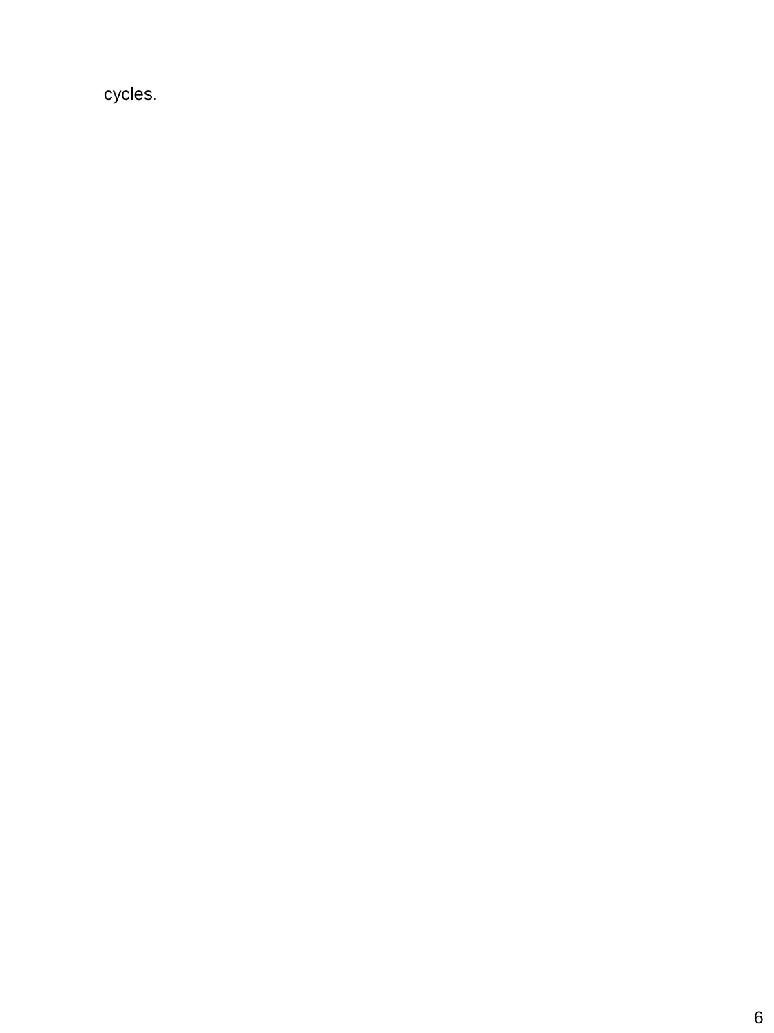cycles.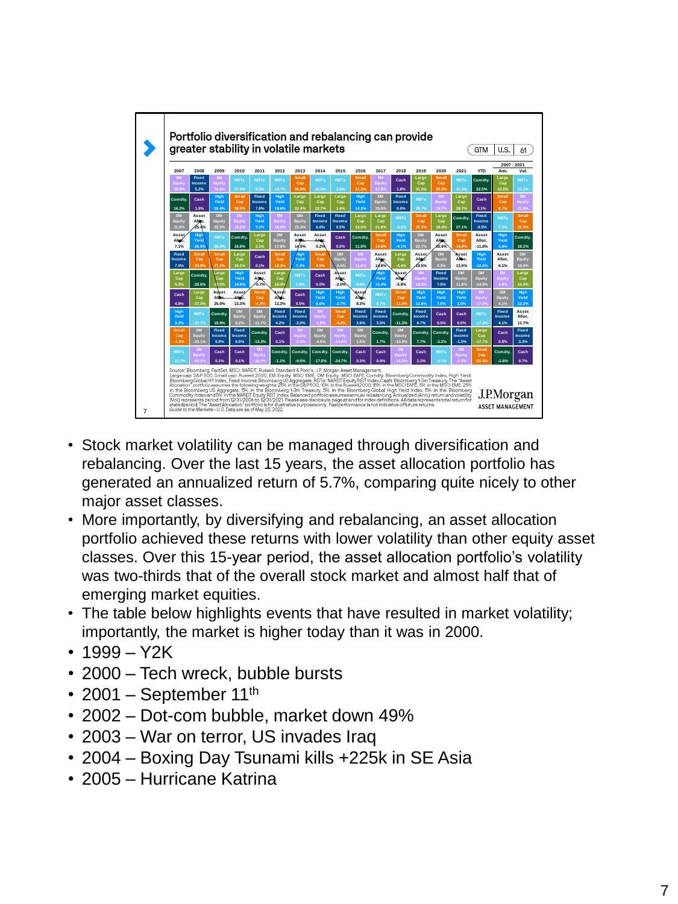## Portfolio diversification and rebalancing can provide greater stability in volatile markets

| 2007 | 2008 | 2009 | 2010 | 2011 | 2012 | 2013 | 2014 | 2015 | 2016 | 2017 | 2018 | 2019 | 2020 | 2021 | YTD | 2007 - 2021 Ann. | 2007 - 2021 Vol. |
|---|---|---|---|---|---|---|---|---|---|---|---|---|---|---|---|---|---|
| EM Equity 39.8% | Fixed Income 5.2% | EM Equity 79.0% | REITs 27.9% | REITs 8.3% | REITs 19.7% | Small Cap 38.8% | REITs 28.0% | REITs 2.8% | Small Cap 21.3% | EM Equity 37.8% | Cash 1.8% | Large Cap 31.5% | Small Cap 20.0% | REITs 41.3% | Comdty. 32.5% | Large Cap 10.6% | REITs 23.2% |
| Comdty. 16.2% | Cash 1.8% | High Yield 59.4% | Small Cap 26.9% | Fixed Income 7.8% | High Yield 19.6% | Large Cap 32.4% | Large Cap 13.7% | Large Cap 1.4% | High Yield 14.3% | DM Equity 25.6% | Fixed Income 0.0% | REITs 28.7% | EM Equity 18.7% | Large Cap 28.7% | Cash 0.1% | Small Cap 8.7% | EM Equity 22.9% |
| DM Equity 11.6% | Asset Alloc. -25.4% | DM Equity 32.5% | EM Equity 19.2% | High Yield 3.1% | EM Equity 18.6% | DM Equity 23.3% | Fixed Income 6.0% | Fixed Income 0.5% | Large Cap 12.0% | Large Cap 21.8% | REITs -4.0% | Small Cap 25.5% | Large Cap 18.4% | Comdty. 27.1% | Fixed Income -9.5% | REITs 7.5% | Small Cap 22.5% |
| Asset Alloc. 7.1% | High Yield -26.9% | REITs 28.0% | Comdty. 16.8% | Large Cap 2.1% | DM Equity 17.9% | Asset Alloc. 14.9% | Asset Alloc. 5.2% | Cash 0.0% | Comdty. 11.8% | Small Cap 14.6% | High Yield -4.1% | DM Equity 22.7% | Asset Alloc. 10.6% | Small Cap 14.8% | Asset Alloc. -11.8% | High Yield 6.6% | Comdty. 19.1% |
| Fixed Income 7.0% | Small Cap -33.8% | Small Cap 27.2% | Large Cap 15.1% | Cash 0.1% | Small Cap 16.3% | High Yield 7.3% | Small Cap 4.9% | DM Equity -0.4% | EM Equity 11.6% | Asset Alloc. 14.6% | Large Cap -4.4% | Asset Alloc. 19.5% | DM Equity 8.3% | Asset Alloc. 13.5% | High Yield -12.6% | Asset Alloc. 6.1% | DM Equity 18.9% |
| Large Cap 5.5% | Comdty. -35.6% | Large Cap 26.5% | High Yield 14.8% | Asset Alloc. -0.7% | Large Cap 16.0% | REITs 2.9% | Cash 0.0% | Asset Alloc. -2.0% | REITs 8.6% | High Yield 10.4% | Asset Alloc. -5.8% | EM Equity 18.9% | Fixed Income 7.5% | DM Equity 11.8% | DM Equity -14.6% | EM Equity 4.8% | Large Cap 16.9% |
| Cash 4.8% | Large Cap -37.0% | Asset Alloc. 25.0% | Asset Alloc. 13.3% | Small Cap -4.2% | Asset Alloc. 12.2% | Cash 0.0% | High Yield 0.0% | High Yield -2.7% | Asset Alloc. 8.3% | REITs 8.7% | Small Cap -11.0% | High Yield 12.6% | High Yield 7.0% | High Yield 1.0% | EM Equity -17.0% | DM Equity 4.1% | High Yield 12.2% |
| High Yield 3.2% | REITs -37.7% | Comdty. 18.9% | DM Equity 8.2% | DM Equity -11.7% | Fixed Income 4.2% | Fixed Income -2.0% | EM Equity -1.8% | Small Cap -4.4% | Fixed Income 2.6% | Fixed Income 3.5% | Comdty. -11.2% | Fixed Income 8.7% | Cash 0.5% | Cash 0.0% | REITs -17.4% | Fixed Income 4.1% | Asset Alloc. 11.7% |
| Small Cap -1.6% | DM Equity -43.1% | Fixed Income 5.9% | Fixed Income 6.5% | Comdty. -13.3% | Cash 0.1% | EM Equity -2.3% | DM Equity -4.5% | EM Equity -14.6% | DM Equity 1.5% | Comdty. 1.7% | DM Equity -13.4% | Comdty. 7.7% | Comdty. -3.1% | Fixed Income -1.5% | Large Cap -17.7% | Cash 0.8% | Fixed Income 3.3% |
| REITs -15.7% | EM Equity -53.2% | Cash 0.1% | Cash 0.1% | EM Equity -18.2% | Comdty. -1.1% | Comdty. -9.5% | Comdty. -17.0% | Comdty. -24.7% | Cash 0.3% | Cash 0.8% | EM Equity -14.2% | Cash 2.2% | REITs -5.1% | EM Equity -2.2% | Small Cap -20.5% | Comdty. -2.6% | Cash 0.7% |

Source: Bloomberg, FactSet, MSCI, NAREIT, Russell, Standard & Poor's, J.P. Morgan Asset Management.
Large cap: S&P 500, Small cap: Russell 2000, EM Equity: MSCI EME, DM Equity: MSCI EAFE, Comdty: Bloomberg Commodity Index, High Yield: Bloomberg Global HY Index, Fixed Income: Bloomberg US Aggregate, REITs: NAREIT Equity REIT Index, Cash: Bloomberg 1-3m Treasury. The "Asset Allocation" portfolio assumes the following weights: 25% in the S&P 500, 10% in the Russell 2000, 15% in the MSCI EAFE, 5% in the MSCI EME, 25% in the Bloomberg US Aggregate, 5% in the Bloomberg 1-3m Treasury, 5% in the Bloomberg Global High Yield Index, 5% in the Bloomberg Commodity Index and 5% in the NAREIT Equity REIT Index. Balanced portfolio assumes annual rebalancing. Annualized (Ann.) return and volatility (Vol.) represents period from 12/31/2006 to 12/31/2021. Please see disclosure page at end for index definitions. All data represents total return for stated period. The "Asset Allocation" portfolio is for illustrative purposes only. Past performance is not indicative of future returns.
*Guide to the Markets – U.S.* Data are as of May 20, 2022.

J.P.Morgan ASSET MANAGEMENT

- Stock market volatility can be managed through diversification and rebalancing. Over the last 15 years, the asset allocation portfolio has generated an annualized return of 5.7%, comparing quite nicely to other major asset classes.
- More importantly, by diversifying and rebalancing, an asset allocation portfolio achieved these returns with lower volatility than other equity asset classes. Over this 15-year period, the asset allocation portfolio's volatility was two-thirds that of the overall stock market and almost half that of emerging market equities.
- The table below highlights events that have resulted in market volatility; importantly, the market is higher today than it was in 2000.
- 1999 – Y2K
- 2000 – Tech wreck, bubble bursts
- 2001 – September 11th
- 2002 – Dot-com bubble, market down 49%
- 2003 – War on terror, US invades Iraq
- 2004 – Boxing Day Tsunami kills +225k in SE Asia
- 2005 – Hurricane Katrina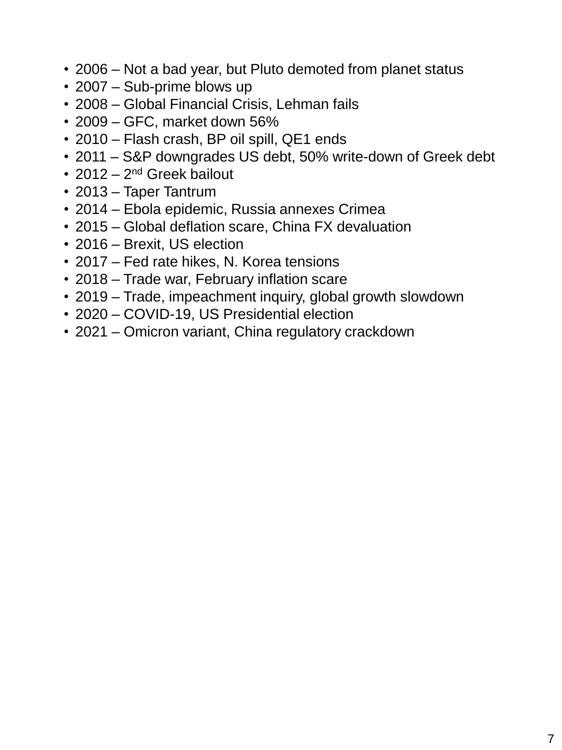- 2006 – Not a bad year, but Pluto demoted from planet status
- 2007 – Sub-prime blows up
- 2008 – Global Financial Crisis, Lehman fails
- 2009 – GFC, market down 56%
- 2010 – Flash crash, BP oil spill, QE1 ends
- 2011 – S&P downgrades US debt, 50% write-down of Greek debt
- 2012 – 2nd Greek bailout
- 2013 – Taper Tantrum
- 2014 – Ebola epidemic, Russia annexes Crimea
- 2015 – Global deflation scare, China FX devaluation
- 2016 – Brexit, US election
- 2017 – Fed rate hikes, N. Korea tensions
- 2018 – Trade war, February inflation scare
- 2019 – Trade, impeachment inquiry, global growth slowdown
- 2020 – COVID-19, US Presidential election
- 2021 – Omicron variant, China regulatory crackdown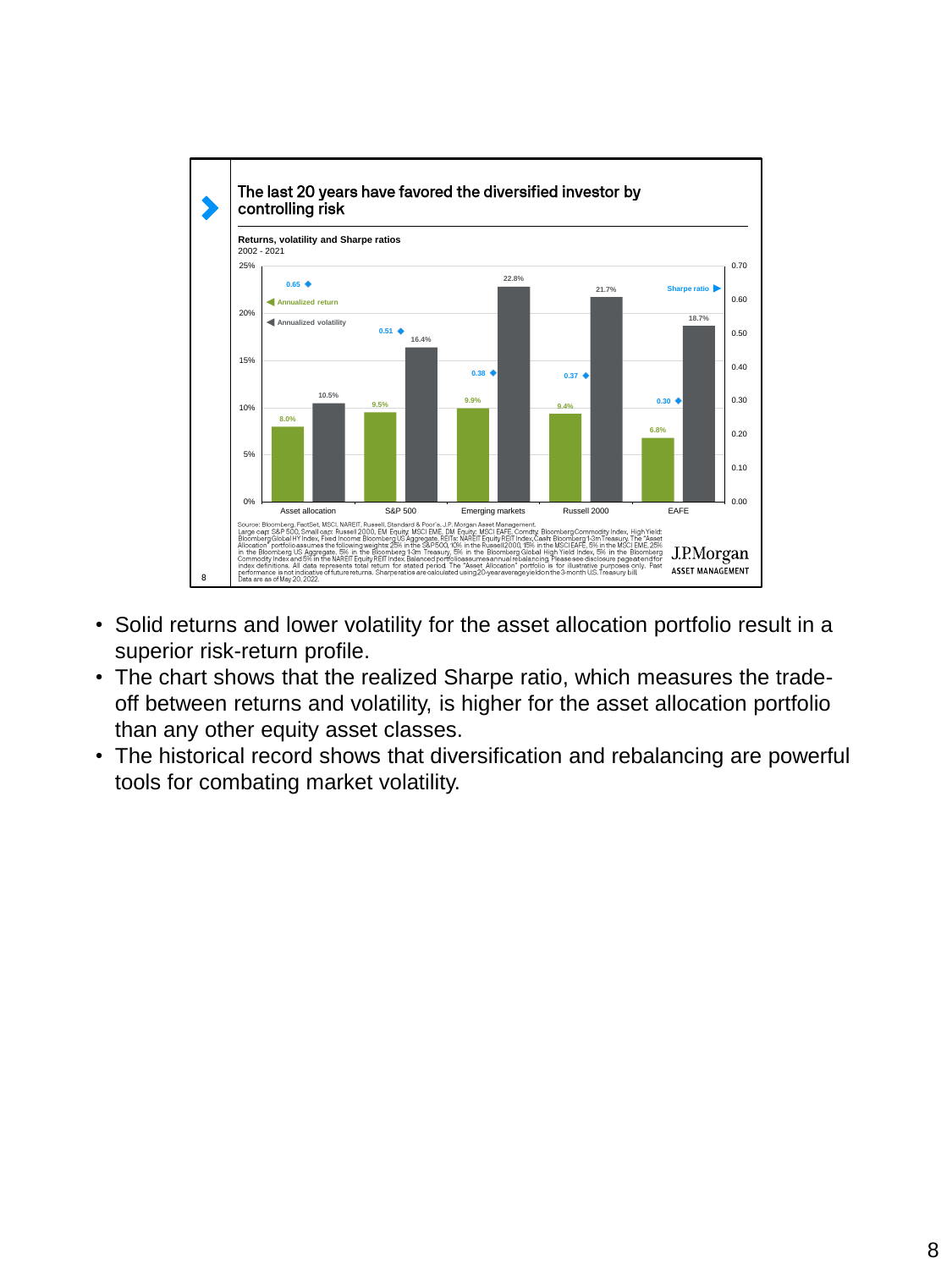## The last 20 years have favored the diversified investor by controlling risk

**Returns, volatility and Sharpe ratios**
2002 - 2021

| | Annualized return | Annualized volatility | Sharpe ratio |
|---|---|---|---|
| Asset allocation | 8.0% | 10.5% | 0.65 |
| S&P 500 | 9.5% | 16.4% | 0.51 |
| Emerging markets | 9.9% | 22.8% | 0.38 |
| Russell 2000 | 9.4% | 21.7% | 0.37 |
| EAFE | 6.8% | 18.7% | 0.30 |

Source: Bloomberg, FactSet, MSCI, NAREIT, Russell, Standard & Poor's, J.P. Morgan Asset Management.
Large cap: S&P 500, Small cap: Russell 2000, EM Equity: MSCI EME, DM Equity: MSCI EAFE, Comdty: Bloomberg Commodity Index, High Yield: Bloomberg Global HY Index, Fixed Income: Bloomberg US Aggregate, REITs: NAREIT Equity REIT Index, Cash: Bloomberg 1-3m Treasury. The "Asset Allocation" portfolio assumes the following weights: 25% in the S&P 500, 10% in the Russell 2000, 15% in the MSCI EAFE, 5% in the MSCI EME, 25% in the Bloomberg US Aggregate, 5% in the Bloomberg 1-3m Treasury, 5% in the Bloomberg Global High Yield Index, 5% in the Bloomberg Commodity Index and 5% in the NAREIT Equity REIT Index. Balanced portfolio assumes annual rebalancing. Please see disclosure page at end for index definitions. All data represents total return for stated period. The "Asset Allocation" portfolio is for illustrative purposes only. Past performance is not indicative of future returns. Sharpe ratios are calculated using 20-year average yield on the 3-month U.S. Treasury bill.
Data are as of May 20, 2022.

J.P.Morgan ASSET MANAGEMENT

- Solid returns and lower volatility for the asset allocation portfolio result in a superior risk-return profile.
- The chart shows that the realized Sharpe ratio, which measures the trade-off between returns and volatility, is higher for the asset allocation portfolio than any other equity asset classes.
- The historical record shows that diversification and rebalancing are powerful tools for combating market volatility.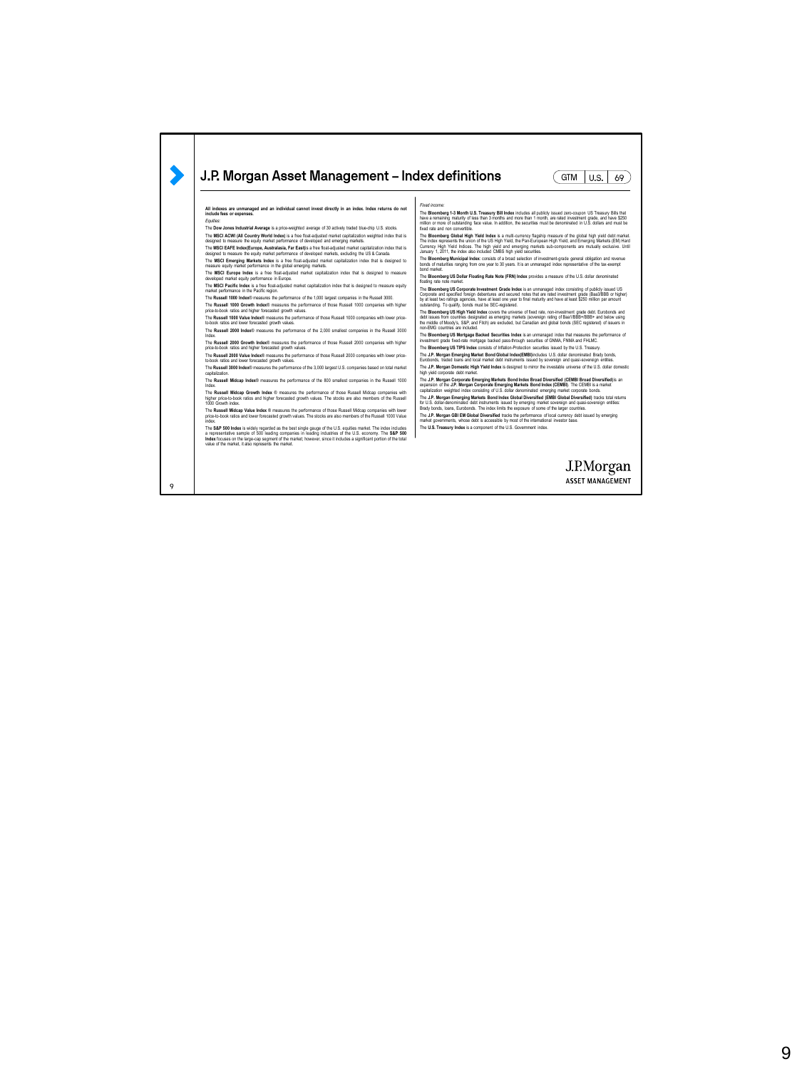# J.P. Morgan Asset Management – Index definitions

**All indexes are unmanaged and an individual cannot invest directly in an index. Index returns do not include fees or expenses.**

*Equities:*

The **Dow Jones Industrial Average** is a price-weighted average of 30 actively traded blue-chip U.S. stocks.

The **MSCI ACWI (All Country World Index)** is a free float-adjusted market capitalization weighted index that is designed to measure the equity market performance of developed and emerging markets.

The **MSCI EAFE Index(Europe, Australasia, Far East)** is a free float-adjusted market capitalization index that is designed to measure the equity market performance of developed markets, excluding the US & Canada.

The **MSCI Emerging Markets Index** is a free float-adjusted market capitalization index that is designed to measure equity market performance in the global emerging markets.

The **MSCI Europe Index** is a free float-adjusted market capitalization index that is designed to measure developed market equity performance in Europe.

The **MSCI Pacific Index** is a free float-adjusted market capitalization index that is designed to measure equity market performance in the Pacific region.

The **Russell 1000 Index**® measures the performance of the 1,000 largest companies in the Russell 3000.

The **Russell 1000 Growth Index**® measures the performance of those Russell 1000 companies with higher price-to-book ratios and higher forecasted growth values.

The **Russell 1000 Value Index**® measures the performance of those Russell 1000 companies with lower price-to-book ratios and lower forecasted growth values.

The **Russell 2000 Index**® measures the performance of the 2,000 smallest companies in the Russell 3000 Index.

The **Russell 2000 Growth Index**® measures the performance of those Russell 2000 companies with higher price-to-book ratios and higher forecasted growth values.

The **Russell 2000 Value Index**® measures the performance of those Russell 2000 companies with lower price-to-book ratios and lower forecasted growth values.

The **Russell 3000 Index**® measures the performance of the 3,000 largest U.S. companies based on total market capitalization.

The **Russell Midcap Index**® measures the performance of the 800 smallest companies in the Russell 1000 Index.

The **Russell Midcap Growth Index** ® measures the performance of those Russell Midcap companies with higher price-to-book ratios and higher forecasted growth values. The stocks are also members of the Russell 1000 Growth index.

The **Russell Midcap Value Index** ® measures the performance of those Russell Midcap companies with lower price-to-book ratios and lower forecasted growth values. The stocks are also members of the Russell 1000 Value index.

The **S&P 500 Index** is widely regarded as the best single gauge of the U.S. equities market. The index includes a representative sample of 500 leading companies in leading industries of the U.S. economy. The **S&P 500 Index** focuses on the large-cap segment of the market; however, since it includes a significant portion of the total value of the market, it also represents the market.

*Fixed income:*

The **Bloomberg 1-3 Month U.S. Treasury Bill Index** includes all publicly issued zero-coupon US Treasury Bills that have a remaining maturity of less than 3 months and more than 1 month, are rated investment grade, and have $250 million or more of outstanding face value. In addition, the securities must be denominated in U.S. dollars and must be fixed rate and non convertible.

The **Bloomberg Global High Yield Index** is a multi-currency flagship measure of the global high yield debt market. The index represents the union of the US High Yield, the Pan-European High Yield, and Emerging Markets (EM) Hard Currency High Yield Indices. The high yield and emerging markets sub-components are mutually exclusive. Until January 1, 2011, the index also included CMBS high yield securities.

The **Bloomberg Municipal Index**: consists of a broad selection of investment-grade general obligation and revenue bonds of maturities ranging from one year to 30 years. It is an unmanaged index representative of the tax-exempt bond market.

The **Bloomberg US Dollar Floating Rate Note (FRN) Index** provides a measure of the U.S. dollar denominated floating rate note market.

The **Bloomberg US Corporate Investment Grade Index** is an unmanaged index consisting of publicly issued US Corporate and specified foreign debentures and secured notes that are rated investment grade (Baa3/BBB or higher) by at least two ratings agencies, have at least one year to final maturity and have at least $250 million par amount outstanding. To qualify, bonds must be SEC-registered.

The **Bloomberg US High Yield Index** covers the universe of fixed rate, non-investment grade debt. Eurobonds and debt issues from countries designated as emerging markets (sovereign rating of Baa1/BBB+/BBB+ and below using the middle of Moody's, S&P, and Fitch) are excluded, but Canadian and global bonds (SEC registered) of issuers in non-EMG countries are included.

The **Bloomberg US Mortgage Backed Securities Index** is an unmanaged index that measures the performance of investment grade fixed-rate mortgage backed pass-through securities of GNMA, FNMA and FHLMC.

The **Bloomberg US TIPS Index** consists of Inflation-Protection securities issued by the U.S. Treasury.

The **J.P. Morgan Emerging Market Bond Global Index(EMBI)** includes U.S. dollar denominated Brady bonds, Eurobonds, traded loans and local market debt instruments issued by sovereign and quasi-sovereign entities.

The **J.P. Morgan Domestic High Yield Index** is designed to mirror the investable universe of the U.S. dollar domestic high yield corporate debt market.

The **J.P. Morgan Corporate Emerging Markets Bond Index Broad Diversified (CEMBI Broad Diversified)** is an expansion of the **J.P. Morgan Corporate Emerging Markets Bond Index (CEMBI)**. The CEMBI is a market capitalization weighted index consisting of U.S. dollar denominated emerging market corporate bonds.

The **J.P. Morgan Emerging Markets Bond Index Global Diversified (EMBI Global Diversified)** tracks total returns for U.S. dollar-denominated debt instruments issued by emerging market sovereign and quasi-sovereign entities: Brady bonds, loans, Eurobonds. The index limits the exposure of some of the larger countries.

The **J.P. Morgan GBI EM Global Diversified** tracks the performance of local currency debt issued by emerging market governments, whose debt is accessible by most of the international investor base.

The **U.S. Treasury Index** is a component of the U.S. Government index.

J.P.Morgan
ASSET MANAGEMENT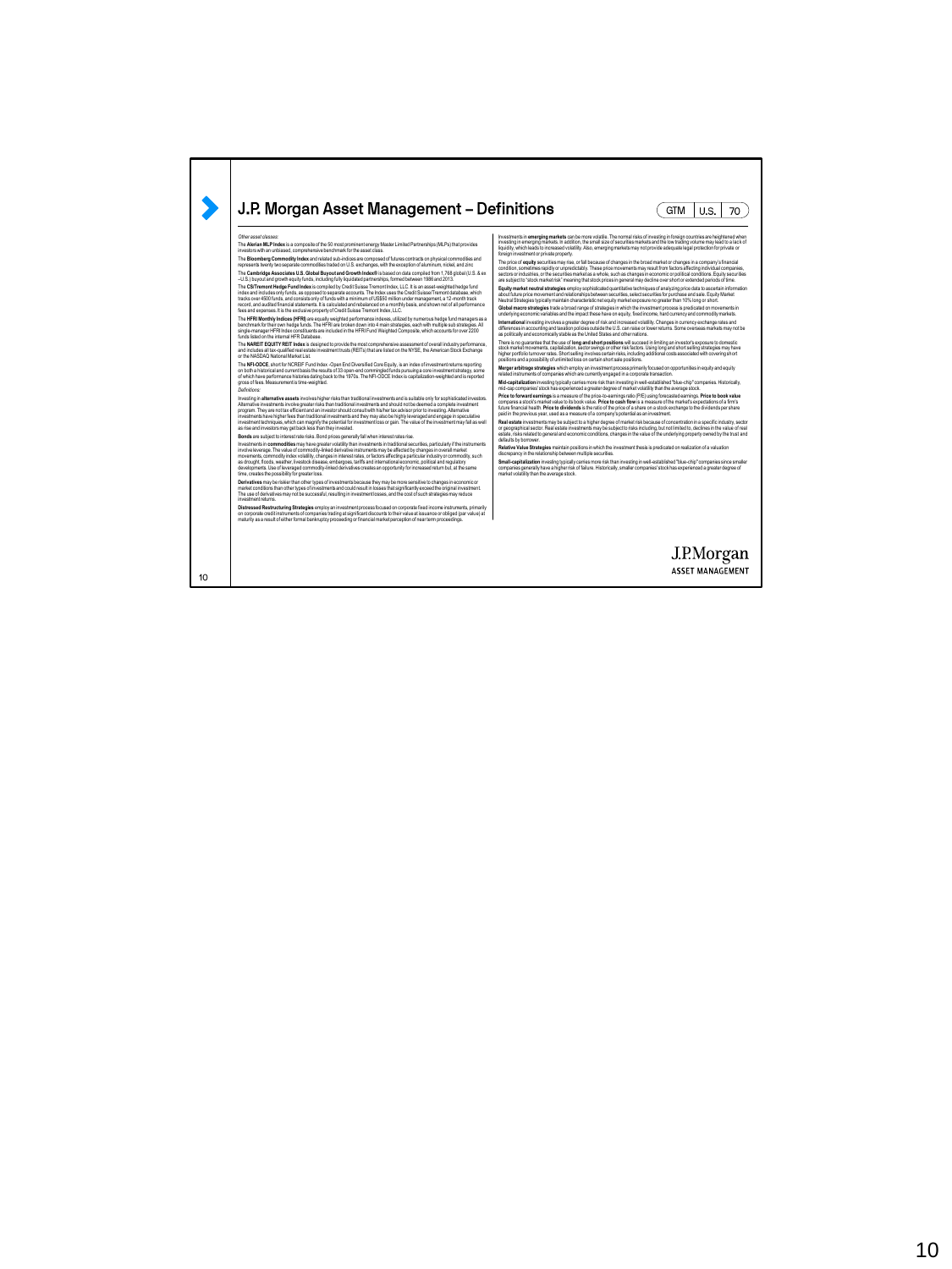# J.P. Morgan Asset Management – Definitions

GTM | U.S. | 70

*Other asset classes:*

The **Alerian MLP Index** is a composite of the 50 most prominent energy Master Limited Partnerships (MLPs) that provides investors with an unbiased, comprehensive benchmark for the asset class.

The **Bloomberg Commodity Index** and related sub-indices are composed of futures contracts on physical commodities and represents twenty two separate commodities traded on U.S. exchanges, with the exception of aluminum, nickel, and zinc.

The **Cambridge Associates U.S. Global Buyout and Growth Index®** is based on data compiled from 1,768 global (U.S. & ex – U.S.) buyout and growth equity funds, including fully liquidated partnerships, formed between 1986 and 2013.

The **CS/Tremont Hedge Fund Index** is compiled by Credit Suisse Tremont Index, LLC. It is an asset-weighted hedge fund index and includes only funds, as opposed to separate accounts. The Index uses the Credit Suisse/Tremont database, which tracks over 4500 funds, and consists only of funds with a minimum of US$50 million under management, a 12-month track record, and audited financial statements. It is calculated and rebalanced on a monthly basis, and shown net of all performance fees and expenses. It is the exclusive property of Credit Suisse Tremont Index, LLC.

The **HFRI Monthly Indices (HFRI)** are equally weighted performance indexes, utilized by numerous hedge fund managers as a benchmark for their own hedge funds. The HFRI are broken down into 4 main strategies, each with multiple sub strategies. All single-manager HFRI Index constituents are included in the HFRI Fund Weighted Composite, which accounts for over 2200 funds listed on the internal HFR Database.

The **NAREIT EQUITY REIT Index** is designed to provide the most comprehensive assessment of overall industry performance, and includes all tax-qualified real estate investment trusts (REITs) that are listed on the NYSE, the American Stock Exchange or the NASDAQ National Market List.

The **NFI-ODCE**, short for NCREIF Fund Index - Open End Diversified Core Equity, is an index of investment returns reporting on both a historical and current basis the results of 33 open-end commingled funds pursuing a core investment strategy, some of which have performance histories dating back to the 1970s. The NFI-ODCE Index is capitalization-weighted and is reported gross of fees. Measurement is time-weighted.

*Definitions:*

Investing in **alternative assets** involves higher risks than traditional investments and is suitable only for sophisticated investors. Alternative investments involve greater risks than traditional investments and should not be deemed a complete investment program. They are not tax efficient and an investor should consult with his/her tax advisor prior to investing. Alternative investments have higher fees than traditional investments and they may also be highly leveraged and engage in speculative investment techniques, which can magnify the potential for investment loss or gain. The value of the investment may fall as well as rise and investors may get back less than they invested.

**Bonds** are subject to interest rate risks. Bond prices generally fall when interest rates rise.

Investments in **commodities** may have greater volatility than investments in traditional securities, particularly if the instruments involve leverage. The value of commodity-linked derivative instruments may be affected by changes in overall market movements, commodity index volatility, changes in interest rates, or factors affecting a particular industry or commodity, such as drought, floods, weather, livestock disease, embargoes, tariffs and international economic, political and regulatory developments. Use of leveraged commodity-linked derivatives creates an opportunity for increased return but, at the same time, creates the possibility for greater loss.

**Derivatives** may be riskier than other types of investments because they may be more sensitive to changes in economic or market conditions than other types of investments and could result in losses that significantly exceed the original investment. The use of derivatives may not be successful, resulting in investment losses, and the cost of such strategies may reduce investment returns.

**Distressed Restructuring Strategies** employ an investment process focused on corporate fixed income instruments, primarily on corporate credit instruments of companies trading at significant discounts to their value at issuance or obliged (par value) at maturity as a result of either formal bankruptcy proceeding or financial market perception of near term proceedings.

Investments in **emerging markets** can be more volatile. The normal risks of investing in foreign countries are heightened when investing in emerging markets. In addition, the small size of securities markets and the low trading volume may lead to a lack of liquidity, which leads to increased volatility. Also, emerging markets may not provide adequate legal protection for private or foreign investment or private property.

The price of **equity** securities may rise, or fall because of changes in the broad market or changes in a company's financial condition, sometimes rapidly or unpredictably. These price movements may result from factors affecting individual companies, sectors or industries, or the securities market as a whole, such as changes in economic or political conditions. Equity securities are subject to "stock market risk" meaning that stock prices in general may decline over short or extended periods of time.

**Equity market neutral strategies** employ sophisticated quantitative techniques of analyzing price data to ascertain information about future price movement and relationships between securities, select securities for purchase and sale. Equity Market Neutral Strategies typically maintain characteristic net equity market exposure no greater than 10% long or short.

**Global macro strategies** trade a broad range of strategies in which the investment process is predicated on movements in underlying economic variables and the impact these have on equity, fixed income, hard currency and commodity markets.

**International** investing involves a greater degree of risk and increased volatility. Changes in currency exchange rates and differences in accounting and taxation policies outside the U.S. can raise or lower returns. Some overseas markets may not be as politically and economically stable as the United States and other nations.

There is no guarantee that the use of **long and short positions** will succeed in limiting an investor's exposure to domestic stock market movements, capitalization, sector swings or other risk factors. Using long and short selling strategies may have higher portfolio turnover rates. Short selling involves certain risks, including additional costs associated with covering short positions and a possibility of unlimited loss on certain short sale positions.

**Merger arbitrage strategies** which employ an investment process primarily focused on opportunities in equity and equity related instruments of companies which are currently engaged in a corporate transaction.

**Mid-capitalization** investing typically carries more risk than investing in well-established "blue-chip" companies. Historically, mid-cap companies' stock has experienced a greater degree of market volatility than the average stock.

**Price to forward earnings** is a measure of the price-to-earnings ratio (P/E) using forecasted earnings. **Price to book value** compares a stock's market value to its book value. **Price to cash flow** is a measure of the market's expectations of a firm's future financial health. **Price to dividends** is the ratio of the price of a share on a stock exchange to the dividends per share paid in the previous year, used as a measure of a company's potential as an investment.

**Real estate** investments may be subject to a higher degree of market risk because of concentration in a specific industry, sector or geographical sector. Real estate investments may be subject to risks including, but not limited to, declines in the value of real estate, risks related to general and economic conditions, changes in the value of the underlying property owned by the trust and defaults by borrower.

**Relative Value Strategies** maintain positions in which the investment thesis is predicated on realization of a valuation discrepancy in the relationship between multiple securities.

**Small-capitalization** investing typically carries more risk than investing in well-established "blue-chip" companies since smaller companies generally have a higher risk of failure. Historically, smaller companies' stock has experienced a greater degree of market volatility than the average stock.

J.P.Morgan
ASSET MANAGEMENT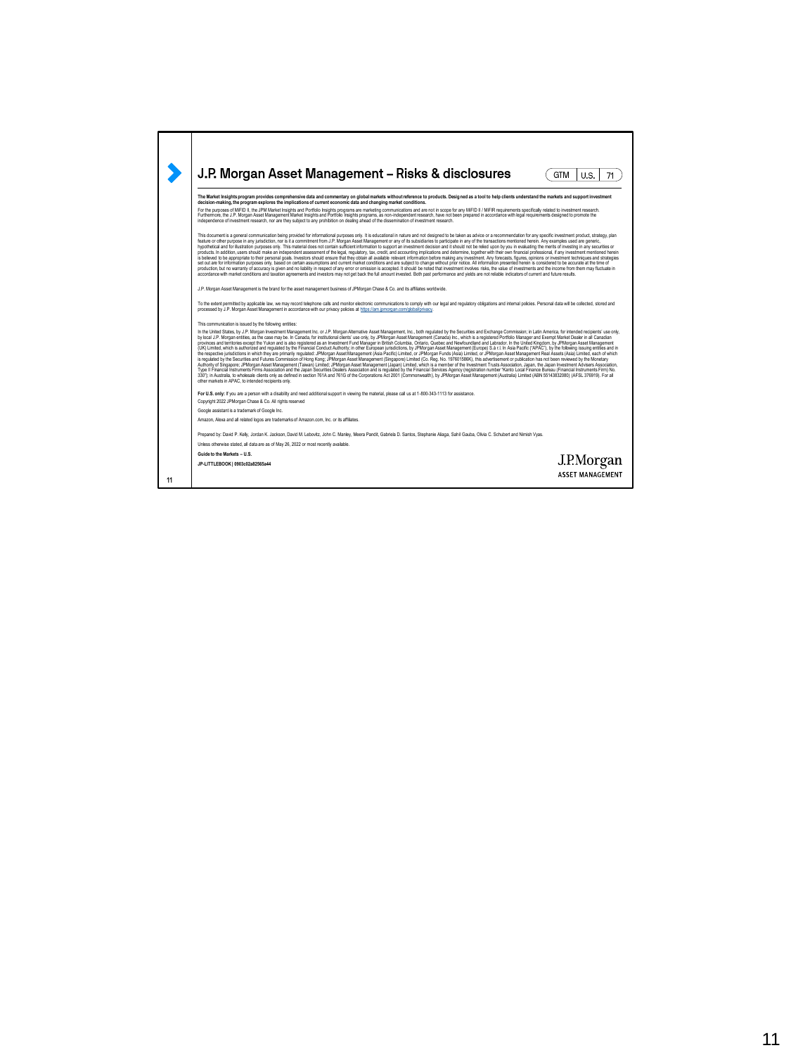# J.P. Morgan Asset Management – Risks & disclosures

GTM U.S. 71

**The Market Insights program provides comprehensive data and commentary on global markets without reference to products. Designed as a tool to help clients understand the markets and support investment decision-making, the program explores the implications of current economic data and changing market conditions.**

For the purposes of MiFID II, the JPM Market Insights and Portfolio Insights programs are marketing communications and are not in scope for any MiFID II / MiFIR requirements specifically related to investment research. Furthermore, the J.P. Morgan Asset Management Market Insights and Portfolio Insights programs, as non-independent research, have not been prepared in accordance with legal requirements designed to promote the independence of investment research, nor are they subject to any prohibition on dealing ahead of the dissemination of investment research.

This document is a general communication being provided for informational purposes only. It is educational in nature and not designed to be taken as advice or a recommendation for any specific investment product, strategy, plan feature or other purpose in any jurisdiction, nor is it a commitment from J.P. Morgan Asset Management or any of its subsidiaries to participate in any of the transactions mentioned herein. Any examples used are generic, hypothetical and for illustration purposes only. This material does not contain sufficient information to support an investment decision and it should not be relied upon by you in evaluating the merits of investing in any securities or products. In addition, users should make an independent assessment of the legal, regulatory, tax, credit, and accounting implications and determine, together with their own financial professional, if any investment mentioned herein is believed to be appropriate to their personal goals. Investors should ensure that they obtain all available relevant information before making any investment. Any forecasts, figures, opinions or investment techniques and strategies set out are for information purposes only, based on certain assumptions and current market conditions and are subject to change without prior notice. All information presented herein is considered to be accurate at the time of production, but no warranty of accuracy is given and no liability in respect of any error or omission is accepted. It should be noted that investment involves risks, the value of investments and the income from them may fluctuate in accordance with market conditions and taxation agreements and investors may not get back the full amount invested. Both past performance and yields are not reliable indicators of current and future results.

J.P. Morgan Asset Management is the brand for the asset management business of JPMorgan Chase & Co. and its affiliates worldwide.

To the extent permitted by applicable law, we may record telephone calls and monitor electronic communications to comply with our legal and regulatory obligations and internal policies. Personal data will be collected, stored and processed by J.P. Morgan Asset Management in accordance with our privacy policies at https://am.jpmorgan.com/global/privacy.

This communication is issued by the following entities:

In the United States, by J.P. Morgan Investment Management Inc. or J.P. Morgan Alternative Asset Management, Inc., both regulated by the Securities and Exchange Commission; in Latin America, for intended recipients' use only, by local J.P. Morgan entities, as the case may be. In Canada, for institutional clients' use only, by JPMorgan Asset Management (Canada) Inc., which is a registered Portfolio Manager and Exempt Market Dealer in all Canadian provinces and territories except the Yukon and is also registered as an Investment Fund Manager in British Columbia, Ontario, Quebec and Newfoundland and Labrador. In the United Kingdom, by JPMorgan Asset Management (UK) Limited, which is authorized and regulated by the Financial Conduct Authority; in other European jurisdictions, by JPMorgan Asset Management (Europe) S.à r.l. In Asia Pacific ("APAC"), by the following issuing entities and in the respective jurisdictions in which they are primarily regulated: JPMorgan Asset Management (Asia Pacific) Limited, or JPMorgan Funds (Asia) Limited, or JPMorgan Asset Management Real Assets (Asia) Limited, each of which is regulated by the Securities and Futures Commission of Hong Kong; JPMorgan Asset Management (Singapore) Limited (Co. Reg. No. 197601586K), this advertisement or publication has not been reviewed by the Monetary Authority of Singapore; JPMorgan Asset Management (Taiwan) Limited; JPMorgan Asset Management (Japan) Limited, which is a member of the Investment Trusts Association, Japan, the Japan Investment Advisers Association, Type II Financial Instruments Firms Association and the Japan Securities Dealers Association and is regulated by the Financial Services Agency (registration number "Kanto Local Finance Bureau (Financial Instruments Firm) No. 330"); in Australia, to wholesale clients only as defined in section 761A and 761G of the Corporations Act 2001 (Commonwealth), by JPMorgan Asset Management (Australia) Limited (ABN 55143832080) (AFSL 376919). For all other markets in APAC, to intended recipients only.

**For U.S. only:** If you are a person with a disability and need additional support in viewing the material, please call us at 1-800-343-1113 for assistance.

Copyright 2022 JPMorgan Chase & Co. All rights reserved

Google assistant is a trademark of Google Inc.

Amazon, Alexa and all related logos are trademarks of Amazon.com, Inc. or its affiliates.

Prepared by: David P. Kelly, Jordan K. Jackson, David M. Lebovitz, John C. Manley, Meera Pandit, Gabriela D. Santos, Stephanie Aliaga, Sahil Gauba, Olivia C. Schubert and Nimish Vyas.

Unless otherwise stated, all data are as of May 26, 2022 or most recently available.

**Guide to the Markets – U.S.**

**JP-LITTLEBOOK | 0903c02a82565a44**

J.P.Morgan ASSET MANAGEMENT